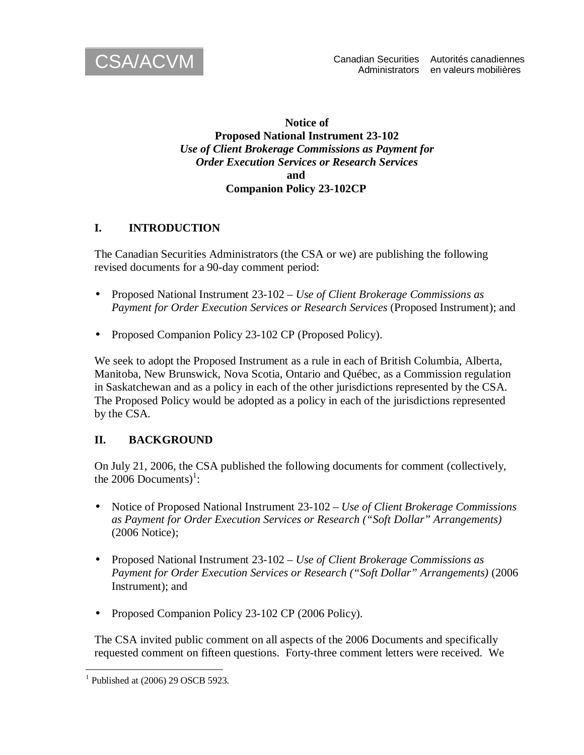CSA/ACVM

Canadian Securities Administrators | Autorités canadiennes en valeurs mobilières

**Notice of**
**Proposed National Instrument 23-102**
***Use of Client Brokerage Commissions as Payment for Order Execution Services or Research Services***
**and**
**Companion Policy 23-102CP**

## I. INTRODUCTION

The Canadian Securities Administrators (the CSA or we) are publishing the following revised documents for a 90-day comment period:

- Proposed National Instrument 23-102 – *Use of Client Brokerage Commissions as Payment for Order Execution Services or Research Services* (Proposed Instrument); and
- Proposed Companion Policy 23-102 CP (Proposed Policy).

We seek to adopt the Proposed Instrument as a rule in each of British Columbia, Alberta, Manitoba, New Brunswick, Nova Scotia, Ontario and Québec, as a Commission regulation in Saskatchewan and as a policy in each of the other jurisdictions represented by the CSA. The Proposed Policy would be adopted as a policy in each of the jurisdictions represented by the CSA.

## II. BACKGROUND

On July 21, 2006, the CSA published the following documents for comment (collectively, the 2006 Documents)[1]:

- Notice of Proposed National Instrument 23-102 – *Use of Client Brokerage Commissions as Payment for Order Execution Services or Research ("Soft Dollar" Arrangements)* (2006 Notice);
- Proposed National Instrument 23-102 – *Use of Client Brokerage Commissions as Payment for Order Execution Services or Research ("Soft Dollar" Arrangements)* (2006 Instrument); and
- Proposed Companion Policy 23-102 CP (2006 Policy).

The CSA invited public comment on all aspects of the 2006 Documents and specifically requested comment on fifteen questions. Forty-three comment letters were received. We

[1] Published at (2006) 29 OSCB 5923.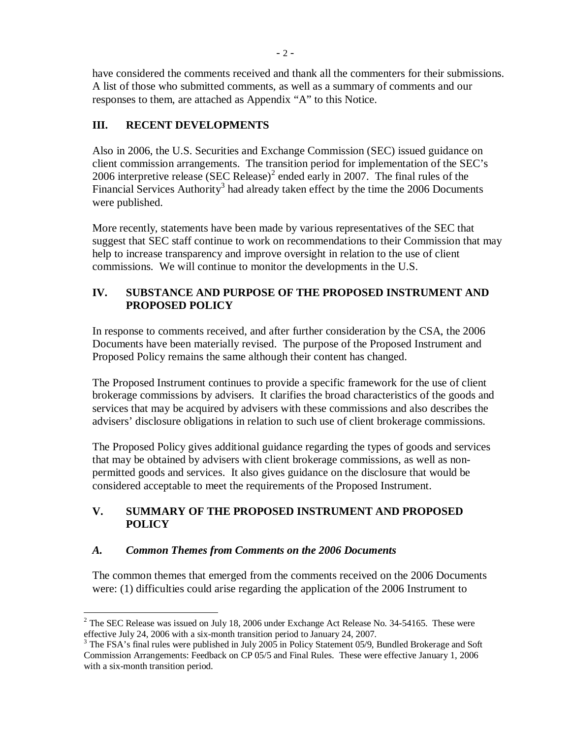have considered the comments received and thank all the commenters for their submissions. A list of those who submitted comments, as well as a summary of comments and our responses to them, are attached as Appendix "A" to this Notice.

## III. RECENT DEVELOPMENTS

Also in 2006, the U.S. Securities and Exchange Commission (SEC) issued guidance on client commission arrangements. The transition period for implementation of the SEC's 2006 interpretive release (SEC Release)[2] ended early in 2007. The final rules of the Financial Services Authority[3] had already taken effect by the time the 2006 Documents were published.

More recently, statements have been made by various representatives of the SEC that suggest that SEC staff continue to work on recommendations to their Commission that may help to increase transparency and improve oversight in relation to the use of client commissions. We will continue to monitor the developments in the U.S.

## IV. SUBSTANCE AND PURPOSE OF THE PROPOSED INSTRUMENT AND PROPOSED POLICY

In response to comments received, and after further consideration by the CSA, the 2006 Documents have been materially revised. The purpose of the Proposed Instrument and Proposed Policy remains the same although their content has changed.

The Proposed Instrument continues to provide a specific framework for the use of client brokerage commissions by advisers. It clarifies the broad characteristics of the goods and services that may be acquired by advisers with these commissions and also describes the advisers' disclosure obligations in relation to such use of client brokerage commissions.

The Proposed Policy gives additional guidance regarding the types of goods and services that may be obtained by advisers with client brokerage commissions, as well as non-permitted goods and services. It also gives guidance on the disclosure that would be considered acceptable to meet the requirements of the Proposed Instrument.

## V. SUMMARY OF THE PROPOSED INSTRUMENT AND PROPOSED POLICY

### *A. Common Themes from Comments on the 2006 Documents*

The common themes that emerged from the comments received on the 2006 Documents were: (1) difficulties could arise regarding the application of the 2006 Instrument to

---

[2] The SEC Release was issued on July 18, 2006 under Exchange Act Release No. 34-54165. These were effective July 24, 2006 with a six-month transition period to January 24, 2007.

[3] The FSA's final rules were published in July 2005 in Policy Statement 05/9, Bundled Brokerage and Soft Commission Arrangements: Feedback on CP 05/5 and Final Rules. These were effective January 1, 2006 with a six-month transition period.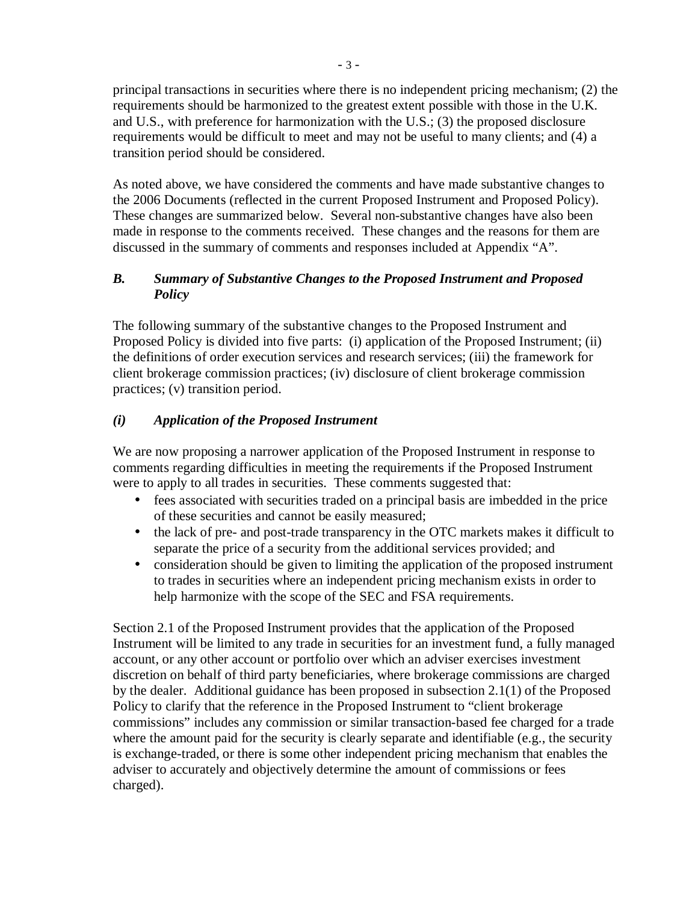principal transactions in securities where there is no independent pricing mechanism; (2) the requirements should be harmonized to the greatest extent possible with those in the U.K. and U.S., with preference for harmonization with the U.S.; (3) the proposed disclosure requirements would be difficult to meet and may not be useful to many clients; and (4) a transition period should be considered.

As noted above, we have considered the comments and have made substantive changes to the 2006 Documents (reflected in the current Proposed Instrument and Proposed Policy). These changes are summarized below. Several non-substantive changes have also been made in response to the comments received. These changes and the reasons for them are discussed in the summary of comments and responses included at Appendix "A".

## *B. Summary of Substantive Changes to the Proposed Instrument and Proposed Policy*

The following summary of the substantive changes to the Proposed Instrument and Proposed Policy is divided into five parts: (i) application of the Proposed Instrument; (ii) the definitions of order execution services and research services; (iii) the framework for client brokerage commission practices; (iv) disclosure of client brokerage commission practices; (v) transition period.

### *(i) Application of the Proposed Instrument*

We are now proposing a narrower application of the Proposed Instrument in response to comments regarding difficulties in meeting the requirements if the Proposed Instrument were to apply to all trades in securities. These comments suggested that:

- fees associated with securities traded on a principal basis are imbedded in the price of these securities and cannot be easily measured;
- the lack of pre- and post-trade transparency in the OTC markets makes it difficult to separate the price of a security from the additional services provided; and
- consideration should be given to limiting the application of the proposed instrument to trades in securities where an independent pricing mechanism exists in order to help harmonize with the scope of the SEC and FSA requirements.

Section 2.1 of the Proposed Instrument provides that the application of the Proposed Instrument will be limited to any trade in securities for an investment fund, a fully managed account, or any other account or portfolio over which an adviser exercises investment discretion on behalf of third party beneficiaries, where brokerage commissions are charged by the dealer. Additional guidance has been proposed in subsection 2.1(1) of the Proposed Policy to clarify that the reference in the Proposed Instrument to "client brokerage commissions" includes any commission or similar transaction-based fee charged for a trade where the amount paid for the security is clearly separate and identifiable (e.g., the security is exchange-traded, or there is some other independent pricing mechanism that enables the adviser to accurately and objectively determine the amount of commissions or fees charged).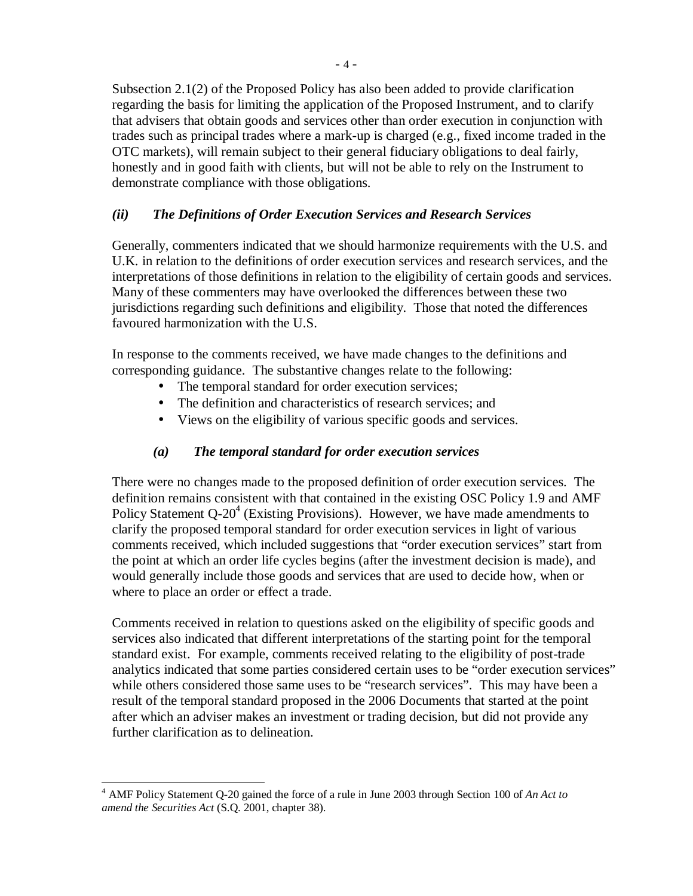Subsection 2.1(2) of the Proposed Policy has also been added to provide clarification regarding the basis for limiting the application of the Proposed Instrument, and to clarify that advisers that obtain goods and services other than order execution in conjunction with trades such as principal trades where a mark-up is charged (e.g., fixed income traded in the OTC markets), will remain subject to their general fiduciary obligations to deal fairly, honestly and in good faith with clients, but will not be able to rely on the Instrument to demonstrate compliance with those obligations.

### *(ii) The Definitions of Order Execution Services and Research Services*

Generally, commenters indicated that we should harmonize requirements with the U.S. and U.K. in relation to the definitions of order execution services and research services, and the interpretations of those definitions in relation to the eligibility of certain goods and services. Many of these commenters may have overlooked the differences between these two jurisdictions regarding such definitions and eligibility. Those that noted the differences favoured harmonization with the U.S.

In response to the comments received, we have made changes to the definitions and corresponding guidance. The substantive changes relate to the following:

- The temporal standard for order execution services;
- The definition and characteristics of research services; and
- Views on the eligibility of various specific goods and services.

#### *(a) The temporal standard for order execution services*

There were no changes made to the proposed definition of order execution services. The definition remains consistent with that contained in the existing OSC Policy 1.9 and AMF Policy Statement Q-20[4] (Existing Provisions). However, we have made amendments to clarify the proposed temporal standard for order execution services in light of various comments received, which included suggestions that "order execution services" start from the point at which an order life cycles begins (after the investment decision is made), and would generally include those goods and services that are used to decide how, when or where to place an order or effect a trade.

Comments received in relation to questions asked on the eligibility of specific goods and services also indicated that different interpretations of the starting point for the temporal standard exist. For example, comments received relating to the eligibility of post-trade analytics indicated that some parties considered certain uses to be "order execution services" while others considered those same uses to be "research services". This may have been a result of the temporal standard proposed in the 2006 Documents that started at the point after which an adviser makes an investment or trading decision, but did not provide any further clarification as to delineation.

---

[4] AMF Policy Statement Q-20 gained the force of a rule in June 2003 through Section 100 of *An Act to amend the Securities Act* (S.Q. 2001, chapter 38).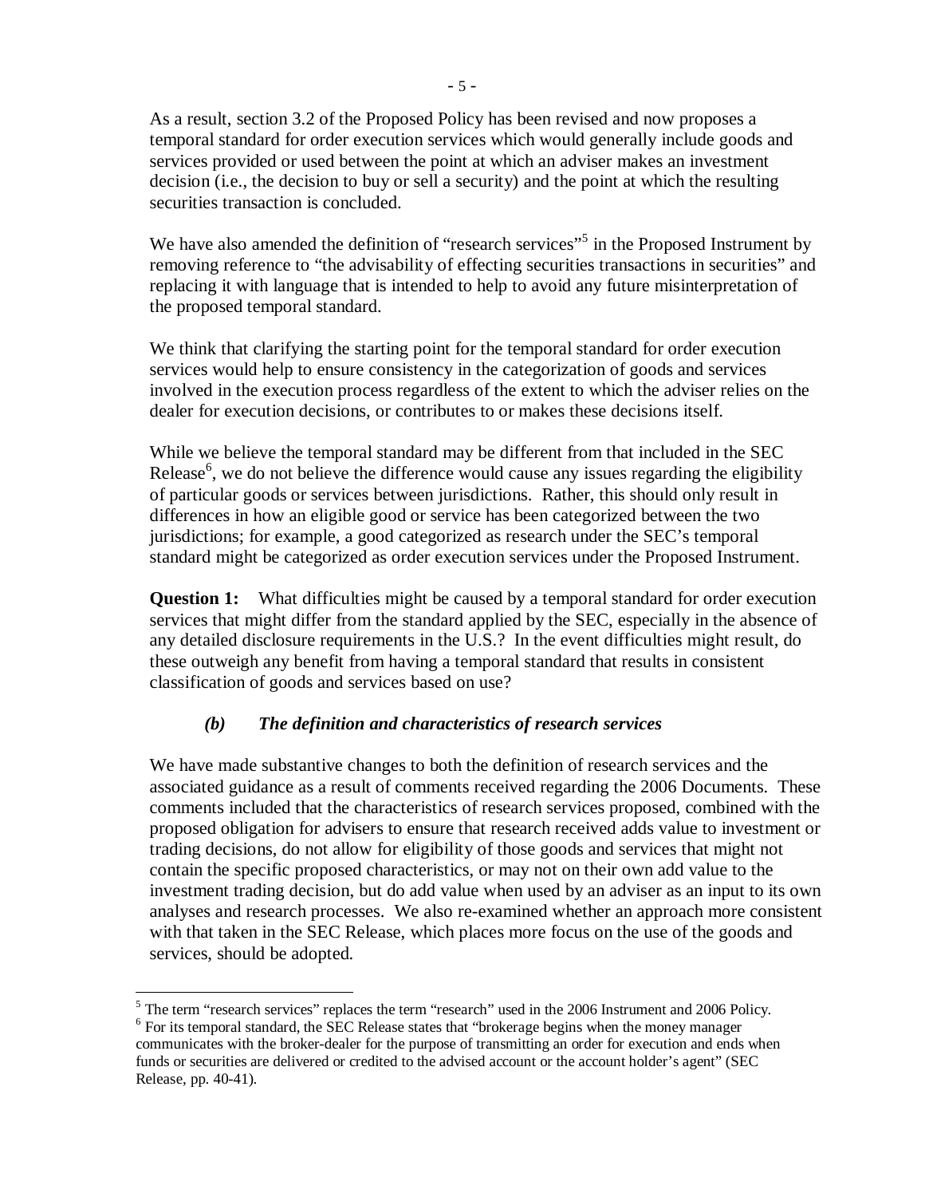As a result, section 3.2 of the Proposed Policy has been revised and now proposes a temporal standard for order execution services which would generally include goods and services provided or used between the point at which an adviser makes an investment decision (i.e., the decision to buy or sell a security) and the point at which the resulting securities transaction is concluded.

We have also amended the definition of "research services"[5] in the Proposed Instrument by removing reference to "the advisability of effecting securities transactions in securities" and replacing it with language that is intended to help to avoid any future misinterpretation of the proposed temporal standard.

We think that clarifying the starting point for the temporal standard for order execution services would help to ensure consistency in the categorization of goods and services involved in the execution process regardless of the extent to which the adviser relies on the dealer for execution decisions, or contributes to or makes these decisions itself.

While we believe the temporal standard may be different from that included in the SEC Release[6], we do not believe the difference would cause any issues regarding the eligibility of particular goods or services between jurisdictions. Rather, this should only result in differences in how an eligible good or service has been categorized between the two jurisdictions; for example, a good categorized as research under the SEC's temporal standard might be categorized as order execution services under the Proposed Instrument.

**Question 1:** What difficulties might be caused by a temporal standard for order execution services that might differ from the standard applied by the SEC, especially in the absence of any detailed disclosure requirements in the U.S.? In the event difficulties might result, do these outweigh any benefit from having a temporal standard that results in consistent classification of goods and services based on use?

### *(b) The definition and characteristics of research services*

We have made substantive changes to both the definition of research services and the associated guidance as a result of comments received regarding the 2006 Documents. These comments included that the characteristics of research services proposed, combined with the proposed obligation for advisers to ensure that research received adds value to investment or trading decisions, do not allow for eligibility of those goods and services that might not contain the specific proposed characteristics, or may not on their own add value to the investment trading decision, but do add value when used by an adviser as an input to its own analyses and research processes. We also re-examined whether an approach more consistent with that taken in the SEC Release, which places more focus on the use of the goods and services, should be adopted.

---

[5] The term "research services" replaces the term "research" used in the 2006 Instrument and 2006 Policy.

[6] For its temporal standard, the SEC Release states that "brokerage begins when the money manager communicates with the broker-dealer for the purpose of transmitting an order for execution and ends when funds or securities are delivered or credited to the advised account or the account holder's agent" (SEC Release, pp. 40-41).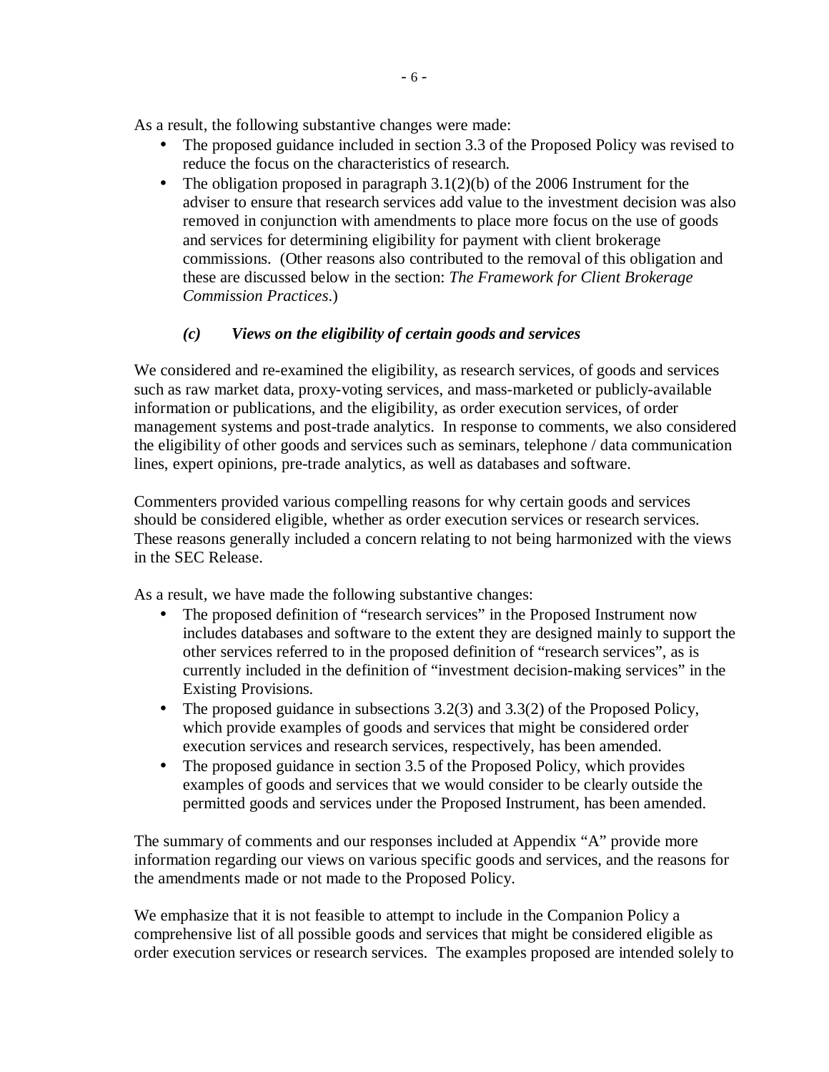As a result, the following substantive changes were made:

- The proposed guidance included in section 3.3 of the Proposed Policy was revised to reduce the focus on the characteristics of research.
- The obligation proposed in paragraph 3.1(2)(b) of the 2006 Instrument for the adviser to ensure that research services add value to the investment decision was also removed in conjunction with amendments to place more focus on the use of goods and services for determining eligibility for payment with client brokerage commissions. (Other reasons also contributed to the removal of this obligation and these are discussed below in the section: *The Framework for Client Brokerage Commission Practices*.)

### *(c) Views on the eligibility of certain goods and services*

We considered and re-examined the eligibility, as research services, of goods and services such as raw market data, proxy-voting services, and mass-marketed or publicly-available information or publications, and the eligibility, as order execution services, of order management systems and post-trade analytics. In response to comments, we also considered the eligibility of other goods and services such as seminars, telephone / data communication lines, expert opinions, pre-trade analytics, as well as databases and software.

Commenters provided various compelling reasons for why certain goods and services should be considered eligible, whether as order execution services or research services. These reasons generally included a concern relating to not being harmonized with the views in the SEC Release.

As a result, we have made the following substantive changes:

- The proposed definition of "research services" in the Proposed Instrument now includes databases and software to the extent they are designed mainly to support the other services referred to in the proposed definition of "research services", as is currently included in the definition of "investment decision-making services" in the Existing Provisions.
- The proposed guidance in subsections 3.2(3) and 3.3(2) of the Proposed Policy, which provide examples of goods and services that might be considered order execution services and research services, respectively, has been amended.
- The proposed guidance in section 3.5 of the Proposed Policy, which provides examples of goods and services that we would consider to be clearly outside the permitted goods and services under the Proposed Instrument, has been amended.

The summary of comments and our responses included at Appendix "A" provide more information regarding our views on various specific goods and services, and the reasons for the amendments made or not made to the Proposed Policy.

We emphasize that it is not feasible to attempt to include in the Companion Policy a comprehensive list of all possible goods and services that might be considered eligible as order execution services or research services. The examples proposed are intended solely to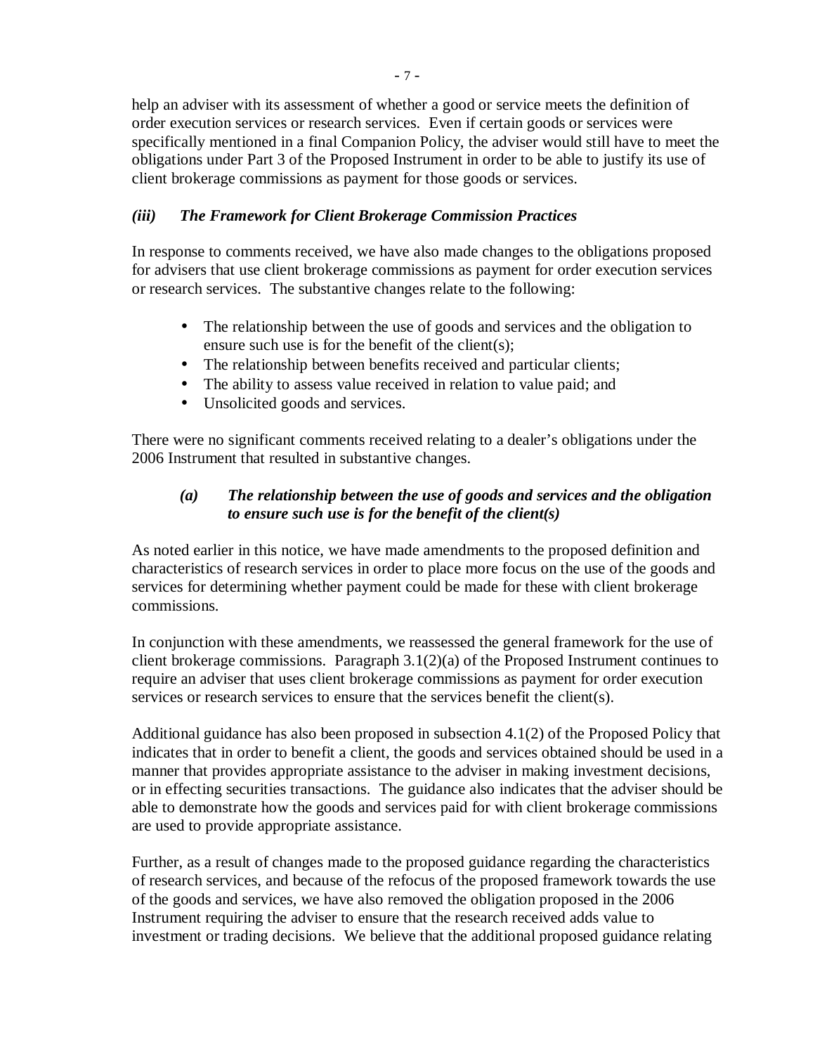help an adviser with its assessment of whether a good or service meets the definition of order execution services or research services. Even if certain goods or services were specifically mentioned in a final Companion Policy, the adviser would still have to meet the obligations under Part 3 of the Proposed Instrument in order to be able to justify its use of client brokerage commissions as payment for those goods or services.

### *(iii) The Framework for Client Brokerage Commission Practices*

In response to comments received, we have also made changes to the obligations proposed for advisers that use client brokerage commissions as payment for order execution services or research services. The substantive changes relate to the following:

- The relationship between the use of goods and services and the obligation to ensure such use is for the benefit of the client(s);
- The relationship between benefits received and particular clients;
- The ability to assess value received in relation to value paid; and
- Unsolicited goods and services.

There were no significant comments received relating to a dealer's obligations under the 2006 Instrument that resulted in substantive changes.

#### *(a) The relationship between the use of goods and services and the obligation to ensure such use is for the benefit of the client(s)*

As noted earlier in this notice, we have made amendments to the proposed definition and characteristics of research services in order to place more focus on the use of the goods and services for determining whether payment could be made for these with client brokerage commissions.

In conjunction with these amendments, we reassessed the general framework for the use of client brokerage commissions. Paragraph 3.1(2)(a) of the Proposed Instrument continues to require an adviser that uses client brokerage commissions as payment for order execution services or research services to ensure that the services benefit the client(s).

Additional guidance has also been proposed in subsection 4.1(2) of the Proposed Policy that indicates that in order to benefit a client, the goods and services obtained should be used in a manner that provides appropriate assistance to the adviser in making investment decisions, or in effecting securities transactions. The guidance also indicates that the adviser should be able to demonstrate how the goods and services paid for with client brokerage commissions are used to provide appropriate assistance.

Further, as a result of changes made to the proposed guidance regarding the characteristics of research services, and because of the refocus of the proposed framework towards the use of the goods and services, we have also removed the obligation proposed in the 2006 Instrument requiring the adviser to ensure that the research received adds value to investment or trading decisions. We believe that the additional proposed guidance relating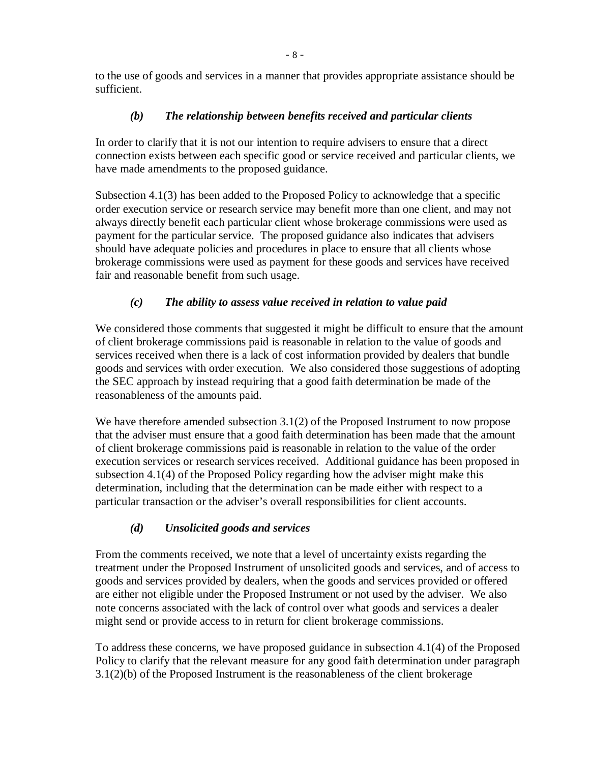to the use of goods and services in a manner that provides appropriate assistance should be sufficient.

### *(b) The relationship between benefits received and particular clients*

In order to clarify that it is not our intention to require advisers to ensure that a direct connection exists between each specific good or service received and particular clients, we have made amendments to the proposed guidance.

Subsection 4.1(3) has been added to the Proposed Policy to acknowledge that a specific order execution service or research service may benefit more than one client, and may not always directly benefit each particular client whose brokerage commissions were used as payment for the particular service. The proposed guidance also indicates that advisers should have adequate policies and procedures in place to ensure that all clients whose brokerage commissions were used as payment for these goods and services have received fair and reasonable benefit from such usage.

### *(c) The ability to assess value received in relation to value paid*

We considered those comments that suggested it might be difficult to ensure that the amount of client brokerage commissions paid is reasonable in relation to the value of goods and services received when there is a lack of cost information provided by dealers that bundle goods and services with order execution. We also considered those suggestions of adopting the SEC approach by instead requiring that a good faith determination be made of the reasonableness of the amounts paid.

We have therefore amended subsection 3.1(2) of the Proposed Instrument to now propose that the adviser must ensure that a good faith determination has been made that the amount of client brokerage commissions paid is reasonable in relation to the value of the order execution services or research services received. Additional guidance has been proposed in subsection 4.1(4) of the Proposed Policy regarding how the adviser might make this determination, including that the determination can be made either with respect to a particular transaction or the adviser's overall responsibilities for client accounts.

### *(d) Unsolicited goods and services*

From the comments received, we note that a level of uncertainty exists regarding the treatment under the Proposed Instrument of unsolicited goods and services, and of access to goods and services provided by dealers, when the goods and services provided or offered are either not eligible under the Proposed Instrument or not used by the adviser. We also note concerns associated with the lack of control over what goods and services a dealer might send or provide access to in return for client brokerage commissions.

To address these concerns, we have proposed guidance in subsection 4.1(4) of the Proposed Policy to clarify that the relevant measure for any good faith determination under paragraph 3.1(2)(b) of the Proposed Instrument is the reasonableness of the client brokerage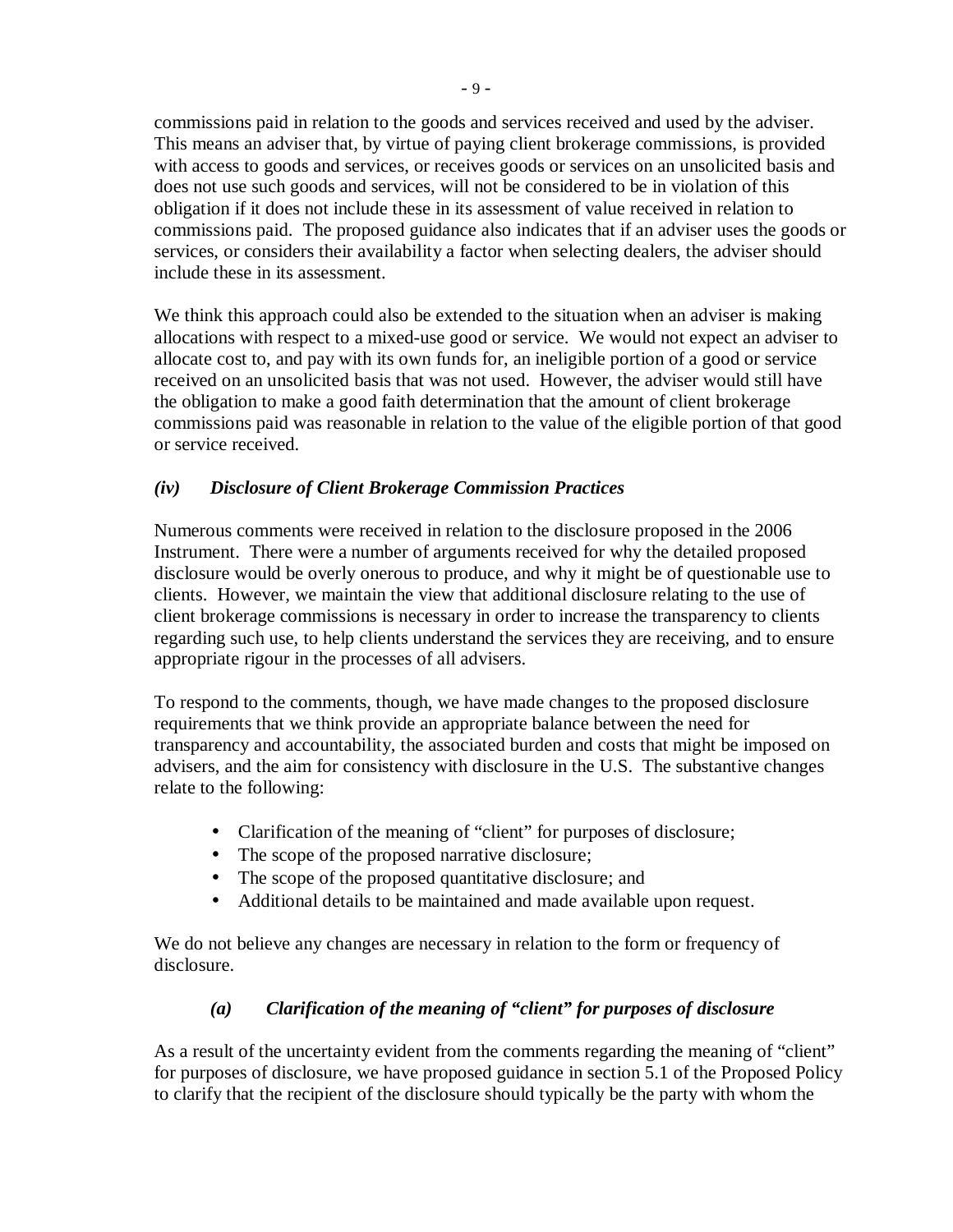commissions paid in relation to the goods and services received and used by the adviser. This means an adviser that, by virtue of paying client brokerage commissions, is provided with access to goods and services, or receives goods or services on an unsolicited basis and does not use such goods and services, will not be considered to be in violation of this obligation if it does not include these in its assessment of value received in relation to commissions paid. The proposed guidance also indicates that if an adviser uses the goods or services, or considers their availability a factor when selecting dealers, the adviser should include these in its assessment.

We think this approach could also be extended to the situation when an adviser is making allocations with respect to a mixed-use good or service. We would not expect an adviser to allocate cost to, and pay with its own funds for, an ineligible portion of a good or service received on an unsolicited basis that was not used. However, the adviser would still have the obligation to make a good faith determination that the amount of client brokerage commissions paid was reasonable in relation to the value of the eligible portion of that good or service received.

### *(iv) Disclosure of Client Brokerage Commission Practices*

Numerous comments were received in relation to the disclosure proposed in the 2006 Instrument. There were a number of arguments received for why the detailed proposed disclosure would be overly onerous to produce, and why it might be of questionable use to clients. However, we maintain the view that additional disclosure relating to the use of client brokerage commissions is necessary in order to increase the transparency to clients regarding such use, to help clients understand the services they are receiving, and to ensure appropriate rigour in the processes of all advisers.

To respond to the comments, though, we have made changes to the proposed disclosure requirements that we think provide an appropriate balance between the need for transparency and accountability, the associated burden and costs that might be imposed on advisers, and the aim for consistency with disclosure in the U.S. The substantive changes relate to the following:

- Clarification of the meaning of "client" for purposes of disclosure;
- The scope of the proposed narrative disclosure;
- The scope of the proposed quantitative disclosure; and
- Additional details to be maintained and made available upon request.

We do not believe any changes are necessary in relation to the form or frequency of disclosure.

#### *(a) Clarification of the meaning of "client" for purposes of disclosure*

As a result of the uncertainty evident from the comments regarding the meaning of "client" for purposes of disclosure, we have proposed guidance in section 5.1 of the Proposed Policy to clarify that the recipient of the disclosure should typically be the party with whom the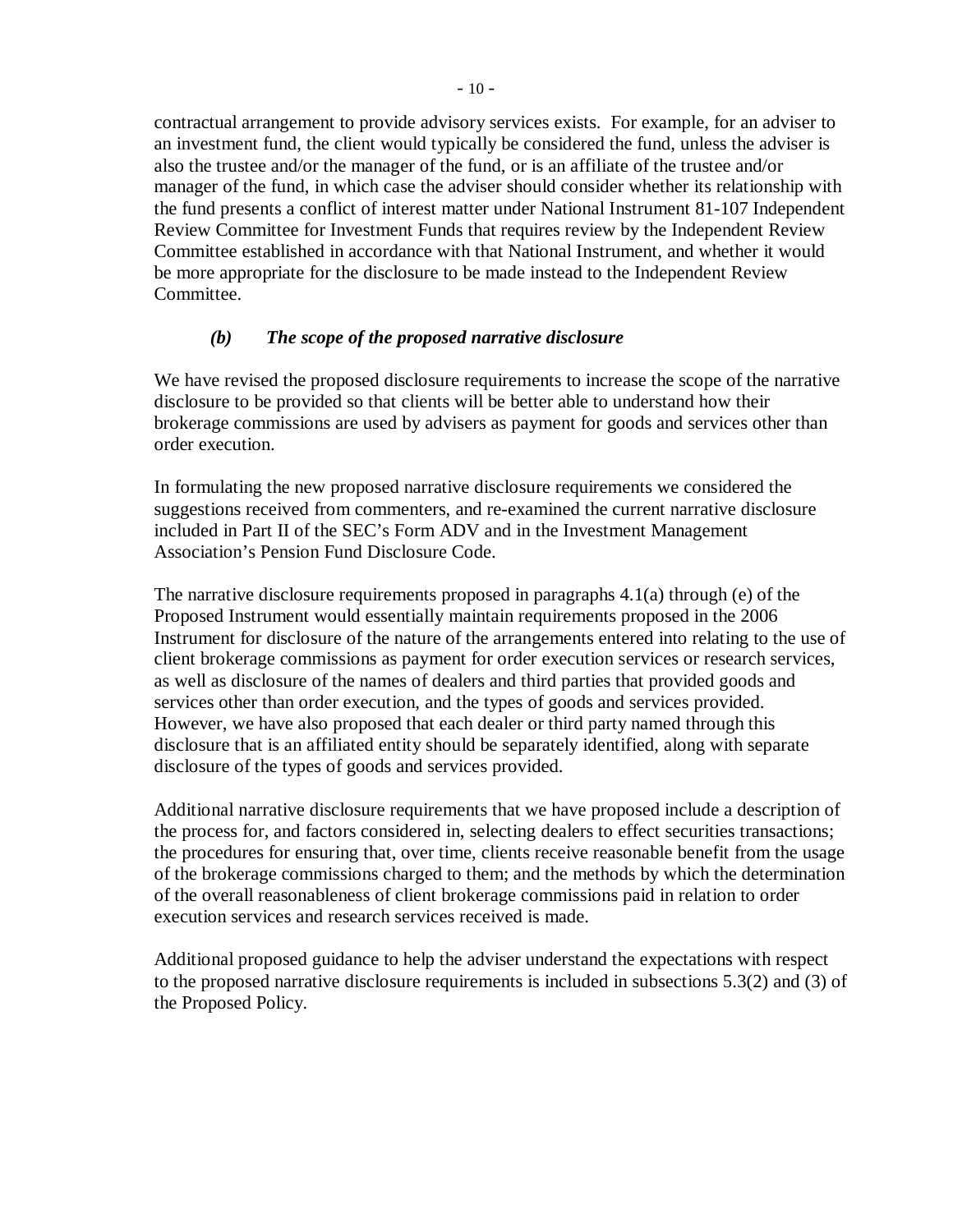contractual arrangement to provide advisory services exists. For example, for an adviser to an investment fund, the client would typically be considered the fund, unless the adviser is also the trustee and/or the manager of the fund, or is an affiliate of the trustee and/or manager of the fund, in which case the adviser should consider whether its relationship with the fund presents a conflict of interest matter under National Instrument 81-107 Independent Review Committee for Investment Funds that requires review by the Independent Review Committee established in accordance with that National Instrument, and whether it would be more appropriate for the disclosure to be made instead to the Independent Review Committee.

### *(b) The scope of the proposed narrative disclosure*

We have revised the proposed disclosure requirements to increase the scope of the narrative disclosure to be provided so that clients will be better able to understand how their brokerage commissions are used by advisers as payment for goods and services other than order execution.

In formulating the new proposed narrative disclosure requirements we considered the suggestions received from commenters, and re-examined the current narrative disclosure included in Part II of the SEC's Form ADV and in the Investment Management Association's Pension Fund Disclosure Code.

The narrative disclosure requirements proposed in paragraphs 4.1(a) through (e) of the Proposed Instrument would essentially maintain requirements proposed in the 2006 Instrument for disclosure of the nature of the arrangements entered into relating to the use of client brokerage commissions as payment for order execution services or research services, as well as disclosure of the names of dealers and third parties that provided goods and services other than order execution, and the types of goods and services provided. However, we have also proposed that each dealer or third party named through this disclosure that is an affiliated entity should be separately identified, along with separate disclosure of the types of goods and services provided.

Additional narrative disclosure requirements that we have proposed include a description of the process for, and factors considered in, selecting dealers to effect securities transactions; the procedures for ensuring that, over time, clients receive reasonable benefit from the usage of the brokerage commissions charged to them; and the methods by which the determination of the overall reasonableness of client brokerage commissions paid in relation to order execution services and research services received is made.

Additional proposed guidance to help the adviser understand the expectations with respect to the proposed narrative disclosure requirements is included in subsections 5.3(2) and (3) of the Proposed Policy.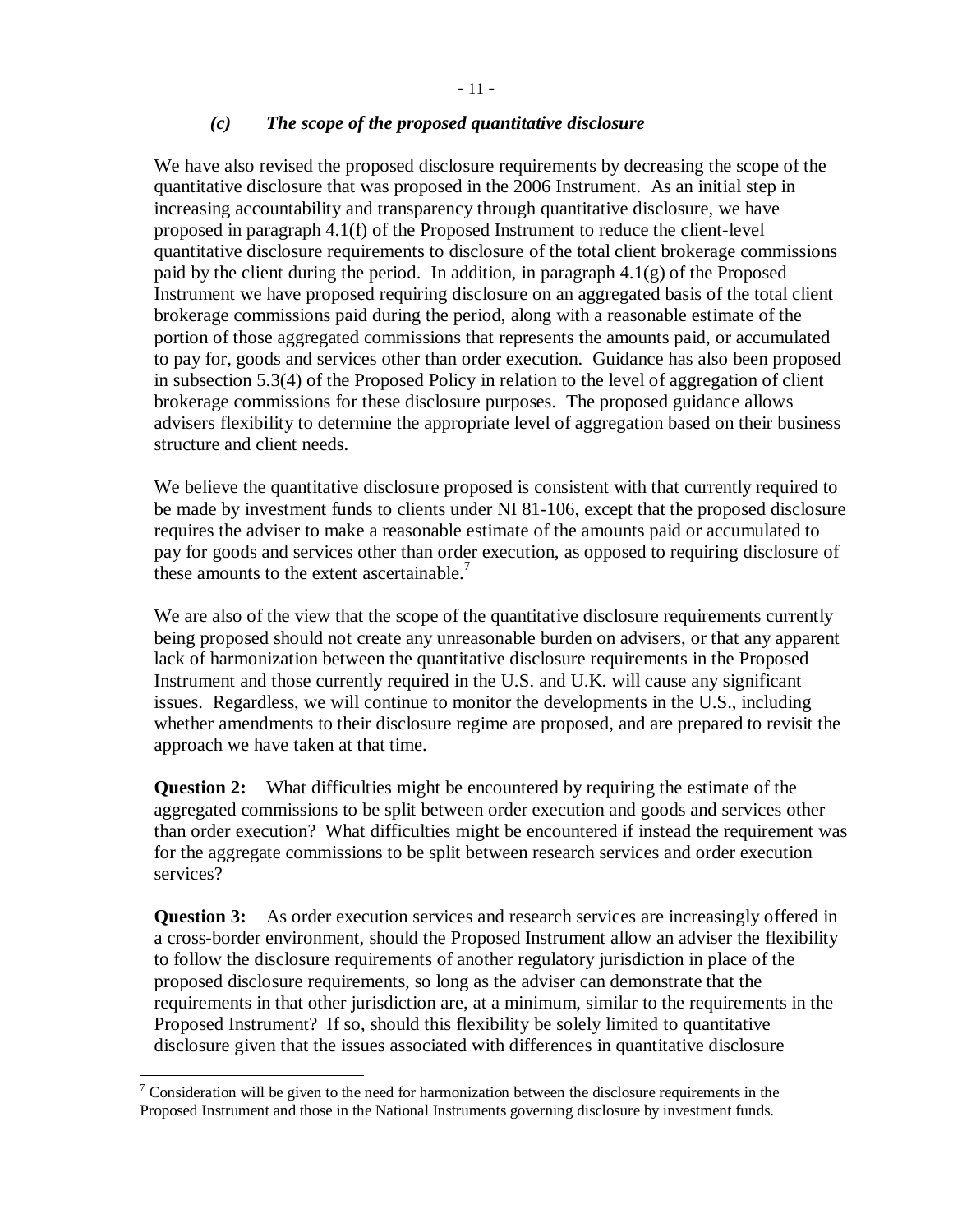### *(c) The scope of the proposed quantitative disclosure*

We have also revised the proposed disclosure requirements by decreasing the scope of the quantitative disclosure that was proposed in the 2006 Instrument. As an initial step in increasing accountability and transparency through quantitative disclosure, we have proposed in paragraph 4.1(f) of the Proposed Instrument to reduce the client-level quantitative disclosure requirements to disclosure of the total client brokerage commissions paid by the client during the period. In addition, in paragraph 4.1(g) of the Proposed Instrument we have proposed requiring disclosure on an aggregated basis of the total client brokerage commissions paid during the period, along with a reasonable estimate of the portion of those aggregated commissions that represents the amounts paid, or accumulated to pay for, goods and services other than order execution. Guidance has also been proposed in subsection 5.3(4) of the Proposed Policy in relation to the level of aggregation of client brokerage commissions for these disclosure purposes. The proposed guidance allows advisers flexibility to determine the appropriate level of aggregation based on their business structure and client needs.

We believe the quantitative disclosure proposed is consistent with that currently required to be made by investment funds to clients under NI 81-106, except that the proposed disclosure requires the adviser to make a reasonable estimate of the amounts paid or accumulated to pay for goods and services other than order execution, as opposed to requiring disclosure of these amounts to the extent ascertainable.[7]

We are also of the view that the scope of the quantitative disclosure requirements currently being proposed should not create any unreasonable burden on advisers, or that any apparent lack of harmonization between the quantitative disclosure requirements in the Proposed Instrument and those currently required in the U.S. and U.K. will cause any significant issues. Regardless, we will continue to monitor the developments in the U.S., including whether amendments to their disclosure regime are proposed, and are prepared to revisit the approach we have taken at that time.

**Question 2:** What difficulties might be encountered by requiring the estimate of the aggregated commissions to be split between order execution and goods and services other than order execution? What difficulties might be encountered if instead the requirement was for the aggregate commissions to be split between research services and order execution services?

**Question 3:** As order execution services and research services are increasingly offered in a cross-border environment, should the Proposed Instrument allow an adviser the flexibility to follow the disclosure requirements of another regulatory jurisdiction in place of the proposed disclosure requirements, so long as the adviser can demonstrate that the requirements in that other jurisdiction are, at a minimum, similar to the requirements in the Proposed Instrument? If so, should this flexibility be solely limited to quantitative disclosure given that the issues associated with differences in quantitative disclosure

---

[7] Consideration will be given to the need for harmonization between the disclosure requirements in the Proposed Instrument and those in the National Instruments governing disclosure by investment funds.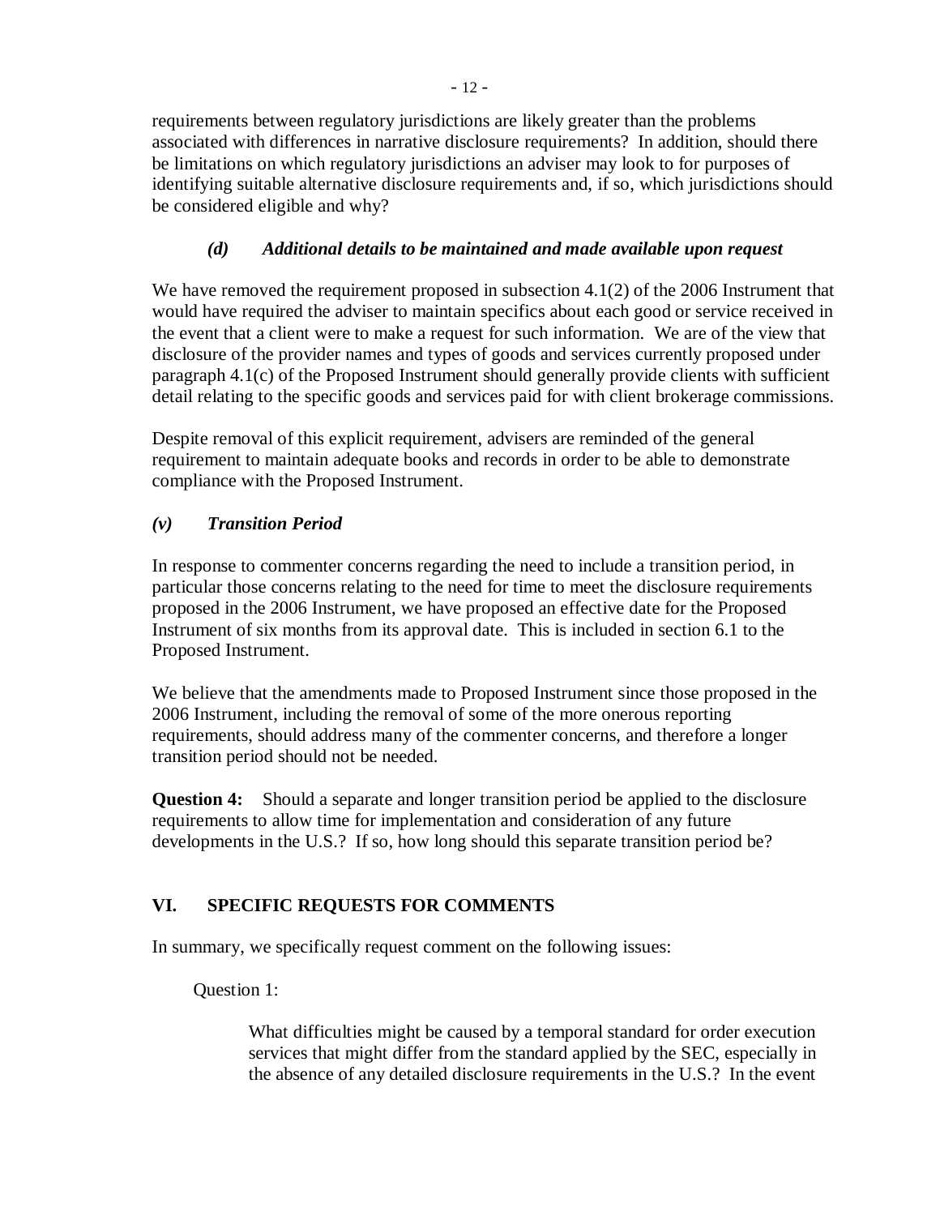requirements between regulatory jurisdictions are likely greater than the problems associated with differences in narrative disclosure requirements? In addition, should there be limitations on which regulatory jurisdictions an adviser may look to for purposes of identifying suitable alternative disclosure requirements and, if so, which jurisdictions should be considered eligible and why?

#### *(d) Additional details to be maintained and made available upon request*

We have removed the requirement proposed in subsection 4.1(2) of the 2006 Instrument that would have required the adviser to maintain specifics about each good or service received in the event that a client were to make a request for such information. We are of the view that disclosure of the provider names and types of goods and services currently proposed under paragraph 4.1(c) of the Proposed Instrument should generally provide clients with sufficient detail relating to the specific goods and services paid for with client brokerage commissions.

Despite removal of this explicit requirement, advisers are reminded of the general requirement to maintain adequate books and records in order to be able to demonstrate compliance with the Proposed Instrument.

### *(v) Transition Period*

In response to commenter concerns regarding the need to include a transition period, in particular those concerns relating to the need for time to meet the disclosure requirements proposed in the 2006 Instrument, we have proposed an effective date for the Proposed Instrument of six months from its approval date. This is included in section 6.1 to the Proposed Instrument.

We believe that the amendments made to Proposed Instrument since those proposed in the 2006 Instrument, including the removal of some of the more onerous reporting requirements, should address many of the commenter concerns, and therefore a longer transition period should not be needed.

**Question 4:** Should a separate and longer transition period be applied to the disclosure requirements to allow time for implementation and consideration of any future developments in the U.S.? If so, how long should this separate transition period be?

## VI. SPECIFIC REQUESTS FOR COMMENTS

In summary, we specifically request comment on the following issues:

Question 1:

> What difficulties might be caused by a temporal standard for order execution services that might differ from the standard applied by the SEC, especially in the absence of any detailed disclosure requirements in the U.S.? In the event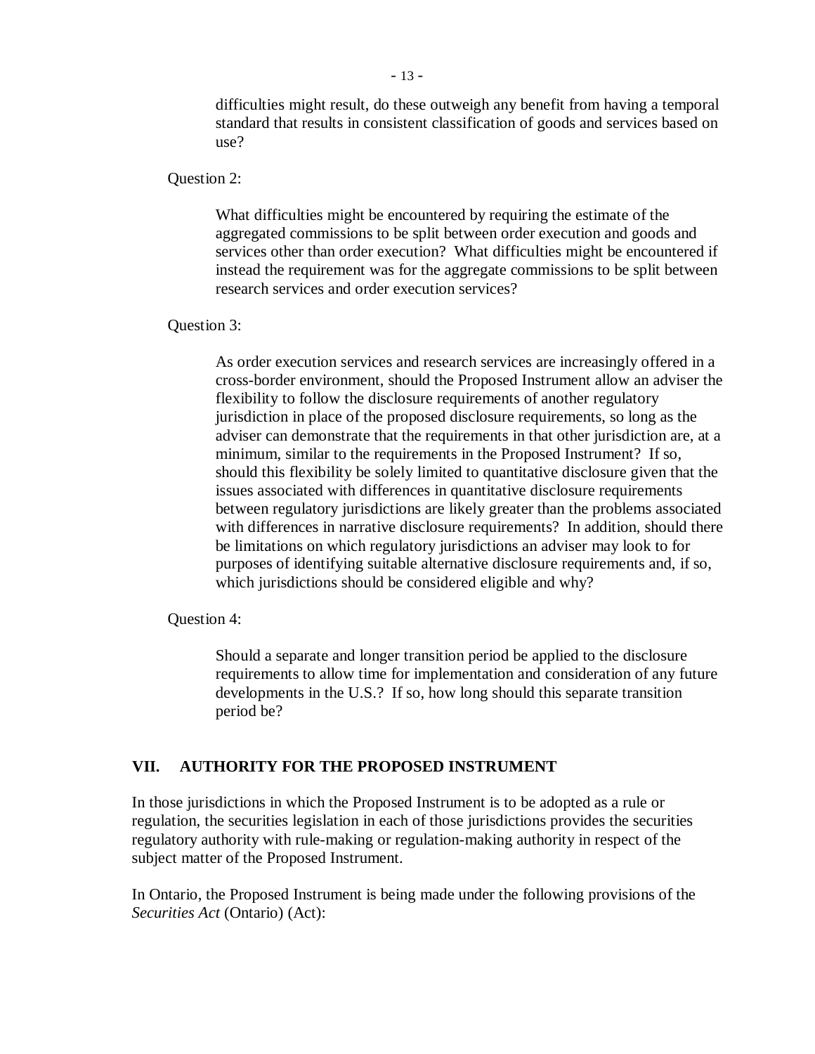difficulties might result, do these outweigh any benefit from having a temporal standard that results in consistent classification of goods and services based on use?

Question 2:

> What difficulties might be encountered by requiring the estimate of the aggregated commissions to be split between order execution and goods and services other than order execution? What difficulties might be encountered if instead the requirement was for the aggregate commissions to be split between research services and order execution services?

Question 3:

> As order execution services and research services are increasingly offered in a cross-border environment, should the Proposed Instrument allow an adviser the flexibility to follow the disclosure requirements of another regulatory jurisdiction in place of the proposed disclosure requirements, so long as the adviser can demonstrate that the requirements in that other jurisdiction are, at a minimum, similar to the requirements in the Proposed Instrument? If so, should this flexibility be solely limited to quantitative disclosure given that the issues associated with differences in quantitative disclosure requirements between regulatory jurisdictions are likely greater than the problems associated with differences in narrative disclosure requirements? In addition, should there be limitations on which regulatory jurisdictions an adviser may look to for purposes of identifying suitable alternative disclosure requirements and, if so, which jurisdictions should be considered eligible and why?

Question 4:

> Should a separate and longer transition period be applied to the disclosure requirements to allow time for implementation and consideration of any future developments in the U.S.? If so, how long should this separate transition period be?

## VII. AUTHORITY FOR THE PROPOSED INSTRUMENT

In those jurisdictions in which the Proposed Instrument is to be adopted as a rule or regulation, the securities legislation in each of those jurisdictions provides the securities regulatory authority with rule-making or regulation-making authority in respect of the subject matter of the Proposed Instrument.

In Ontario, the Proposed Instrument is being made under the following provisions of the *Securities Act* (Ontario) (Act):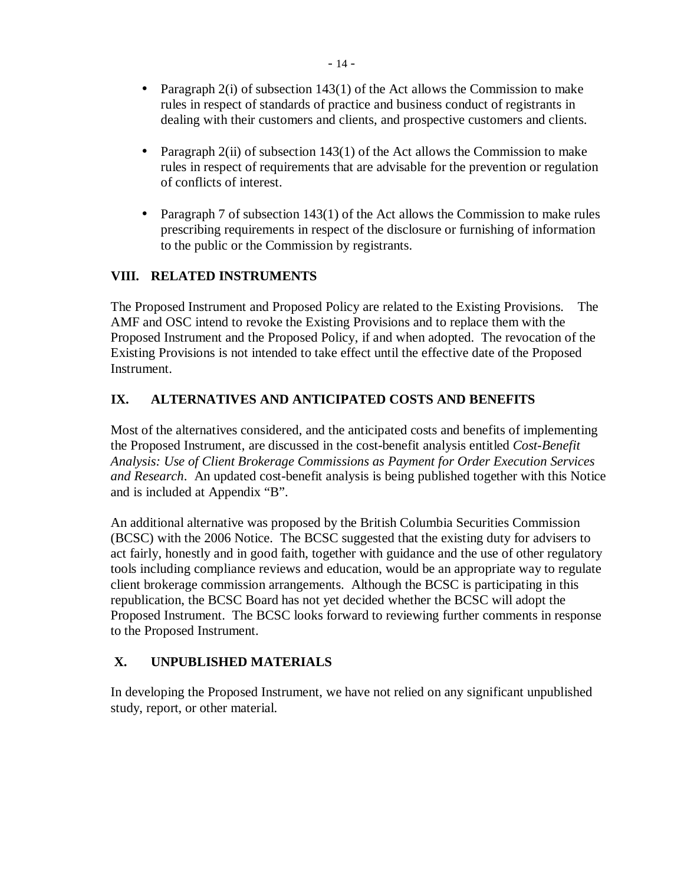- Paragraph 2(i) of subsection 143(1) of the Act allows the Commission to make rules in respect of standards of practice and business conduct of registrants in dealing with their customers and clients, and prospective customers and clients.

- Paragraph 2(ii) of subsection 143(1) of the Act allows the Commission to make rules in respect of requirements that are advisable for the prevention or regulation of conflicts of interest.

- Paragraph 7 of subsection 143(1) of the Act allows the Commission to make rules prescribing requirements in respect of the disclosure or furnishing of information to the public or the Commission by registrants.

## VIII. RELATED INSTRUMENTS

The Proposed Instrument and Proposed Policy are related to the Existing Provisions. The AMF and OSC intend to revoke the Existing Provisions and to replace them with the Proposed Instrument and the Proposed Policy, if and when adopted. The revocation of the Existing Provisions is not intended to take effect until the effective date of the Proposed Instrument.

## IX. ALTERNATIVES AND ANTICIPATED COSTS AND BENEFITS

Most of the alternatives considered, and the anticipated costs and benefits of implementing the Proposed Instrument, are discussed in the cost-benefit analysis entitled *Cost-Benefit Analysis: Use of Client Brokerage Commissions as Payment for Order Execution Services and Research*. An updated cost-benefit analysis is being published together with this Notice and is included at Appendix "B".

An additional alternative was proposed by the British Columbia Securities Commission (BCSC) with the 2006 Notice. The BCSC suggested that the existing duty for advisers to act fairly, honestly and in good faith, together with guidance and the use of other regulatory tools including compliance reviews and education, would be an appropriate way to regulate client brokerage commission arrangements. Although the BCSC is participating in this republication, the BCSC Board has not yet decided whether the BCSC will adopt the Proposed Instrument. The BCSC looks forward to reviewing further comments in response to the Proposed Instrument.

## X. UNPUBLISHED MATERIALS

In developing the Proposed Instrument, we have not relied on any significant unpublished study, report, or other material.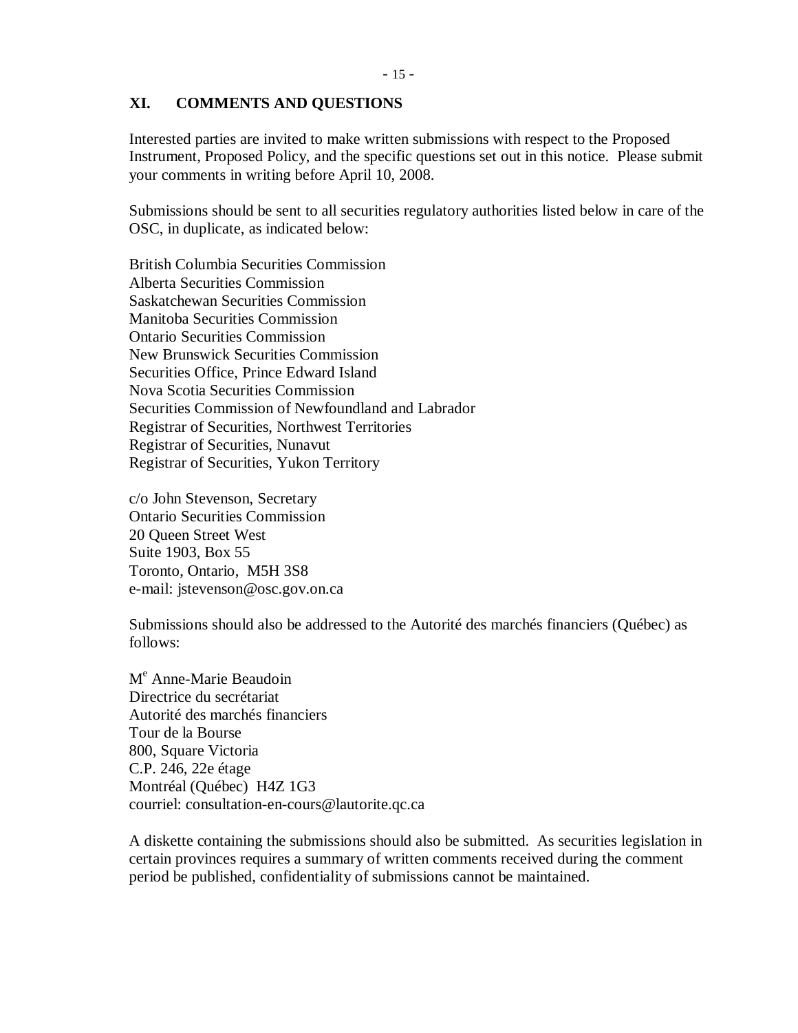## XI. COMMENTS AND QUESTIONS

Interested parties are invited to make written submissions with respect to the Proposed Instrument, Proposed Policy, and the specific questions set out in this notice. Please submit your comments in writing before April 10, 2008.

Submissions should be sent to all securities regulatory authorities listed below in care of the OSC, in duplicate, as indicated below:

British Columbia Securities Commission
Alberta Securities Commission
Saskatchewan Securities Commission
Manitoba Securities Commission
Ontario Securities Commission
New Brunswick Securities Commission
Securities Office, Prince Edward Island
Nova Scotia Securities Commission
Securities Commission of Newfoundland and Labrador
Registrar of Securities, Northwest Territories
Registrar of Securities, Nunavut
Registrar of Securities, Yukon Territory

c/o John Stevenson, Secretary
Ontario Securities Commission
20 Queen Street West
Suite 1903, Box 55
Toronto, Ontario, M5H 3S8
e-mail: jstevenson@osc.gov.on.ca

Submissions should also be addressed to the Autorité des marchés financiers (Québec) as follows:

Me Anne-Marie Beaudoin
Directrice du secrétariat
Autorité des marchés financiers
Tour de la Bourse
800, Square Victoria
C.P. 246, 22e étage
Montréal (Québec) H4Z 1G3
courriel: consultation-en-cours@lautorite.qc.ca

A diskette containing the submissions should also be submitted. As securities legislation in certain provinces requires a summary of written comments received during the comment period be published, confidentiality of submissions cannot be maintained.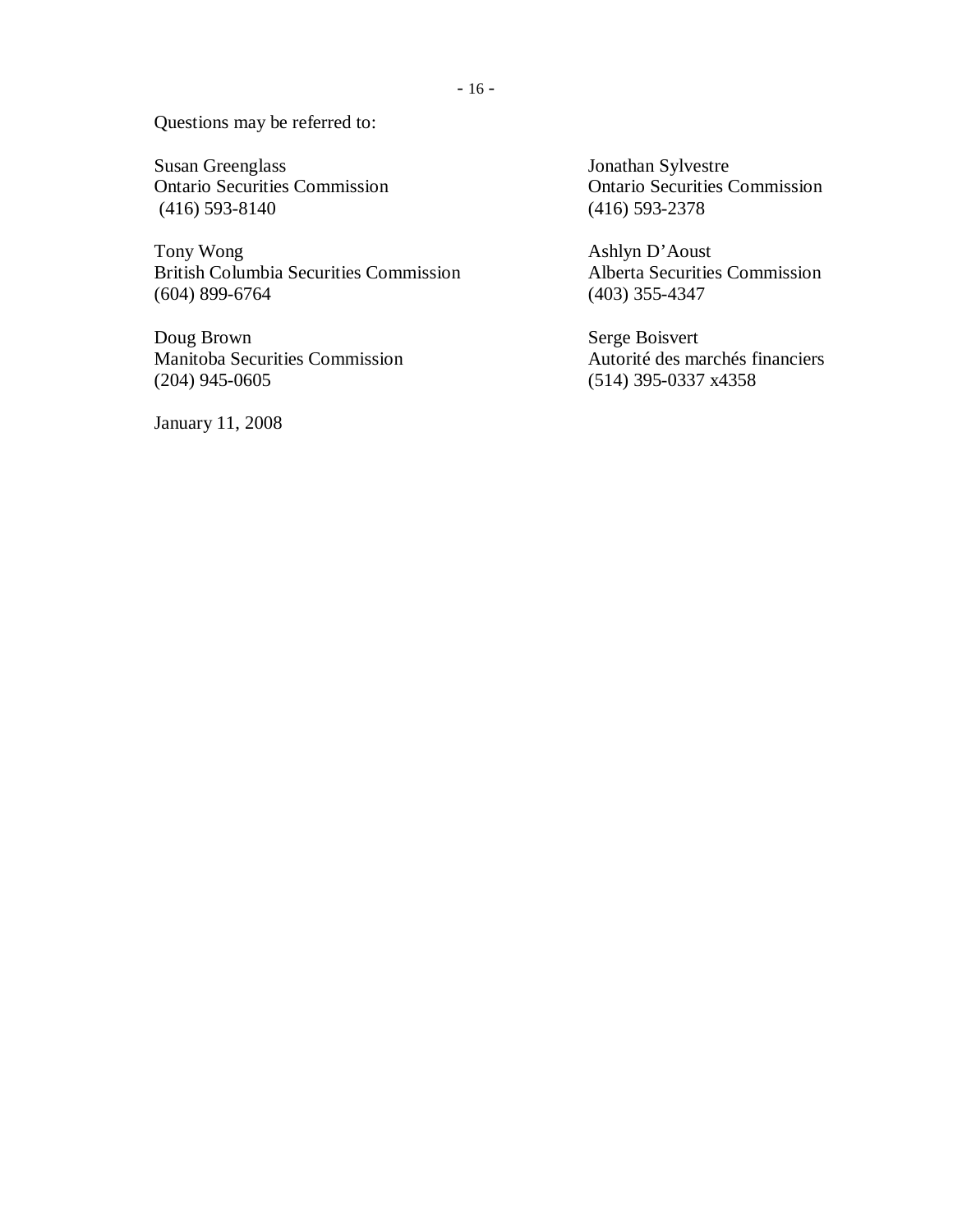Questions may be referred to:

Susan Greenglass
Ontario Securities Commission
(416) 593-8140

Jonathan Sylvestre
Ontario Securities Commission
(416) 593-2378

Tony Wong
British Columbia Securities Commission
(604) 899-6764

Ashlyn D'Aoust
Alberta Securities Commission
(403) 355-4347

Doug Brown
Manitoba Securities Commission
(204) 945-0605

Serge Boisvert
Autorité des marchés financiers
(514) 395-0337 x4358

January 11, 2008